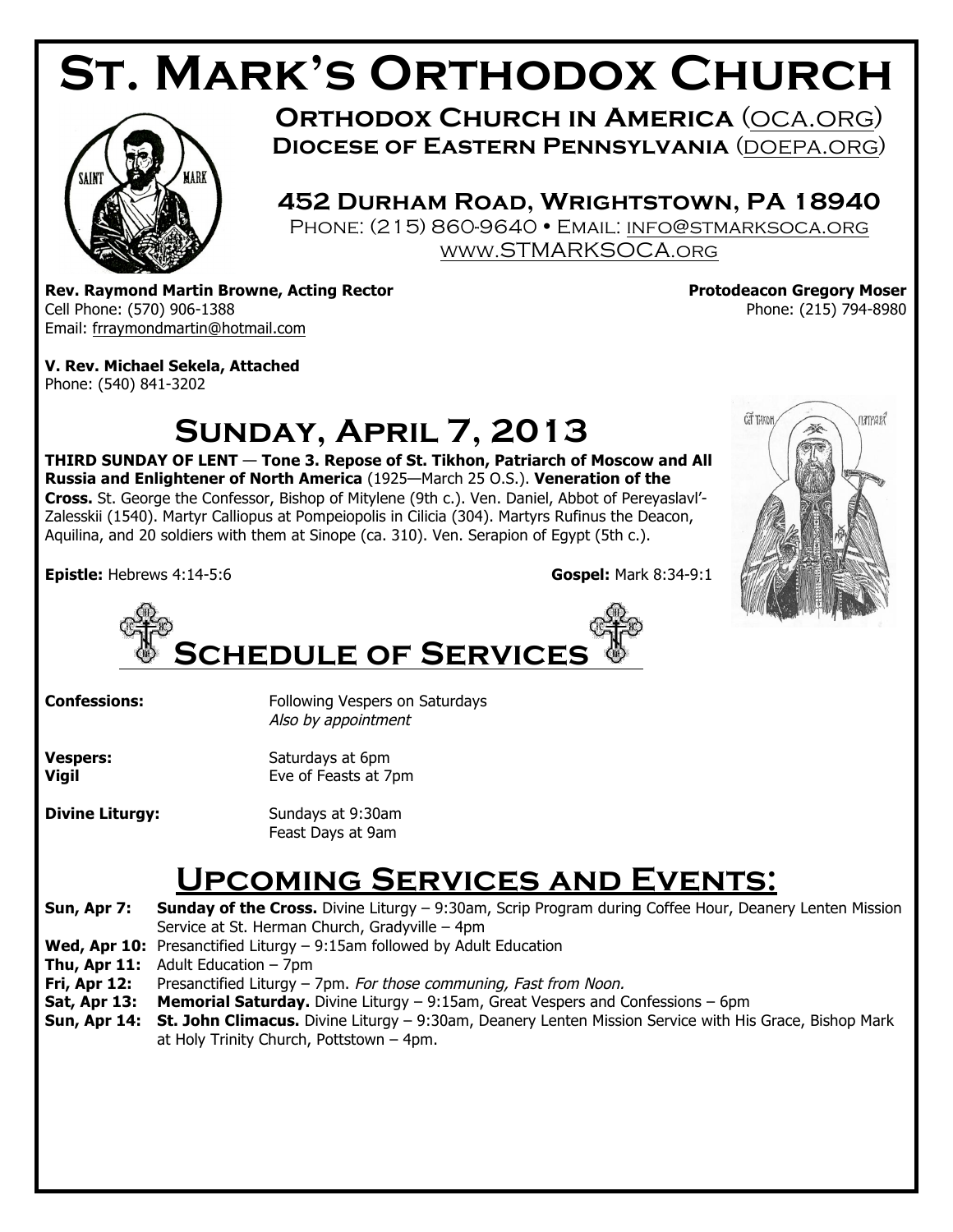# St. Mark's Orthodox Church

**Orthodox Church in America** (oca.org)
**Diocese of Eastern Pennsylvania** (doepa.org)

## 452 Durham Road, Wrightstown, PA 18940

Phone: (215) 860-9640 • Email: info@stmarksoca.org
www.STMARKSOCA.org

**Rev. Raymond Martin Browne, Acting Rector**
Cell Phone: (570) 906-1388
Email: frraymondmartin@hotmail.com

**Protodeacon Gregory Moser**
Phone: (215) 794-8980

**V. Rev. Michael Sekela, Attached**
Phone: (540) 841-3202

# Sunday, April 7, 2013

**THIRD SUNDAY OF LENT** — **Tone 3. Repose of St. Tikhon, Patriarch of Moscow and All Russia and Enlightener of North America** (1925—March 25 O.S.). **Veneration of the Cross.** St. George the Confessor, Bishop of Mitylene (9th c.). Ven. Daniel, Abbot of Pereyaslavl'-Zalesskii (1540). Martyr Calliopus at Pompeiopolis in Cilicia (304). Martyrs Rufinus the Deacon, Aquilina, and 20 soldiers with them at Sinope (ca. 310). Ven. Serapion of Egypt (5th c.).

**Epistle:** Hebrews 4:14-5:6

**Gospel:** Mark 8:34-9:1

## Schedule of Services

**Confessions:** Following Vespers on Saturdays
*Also by appointment*

**Vespers:** Saturdays at 6pm
**Vigil** Eve of Feasts at 7pm

**Divine Liturgy:** Sundays at 9:30am
Feast Days at 9am

## Upcoming Services and Events:

**Sun, Apr 7:** **Sunday of the Cross.** Divine Liturgy – 9:30am, Scrip Program during Coffee Hour, Deanery Lenten Mission Service at St. Herman Church, Gradyville – 4pm

**Wed, Apr 10:** Presanctified Liturgy – 9:15am followed by Adult Education

**Thu, Apr 11:** Adult Education – 7pm

**Fri, Apr 12:** Presanctified Liturgy – 7pm. *For those communing, Fast from Noon.*

**Sat, Apr 13:** **Memorial Saturday.** Divine Liturgy – 9:15am, Great Vespers and Confessions – 6pm

**Sun, Apr 14:** **St. John Climacus.** Divine Liturgy – 9:30am, Deanery Lenten Mission Service with His Grace, Bishop Mark at Holy Trinity Church, Pottstown – 4pm.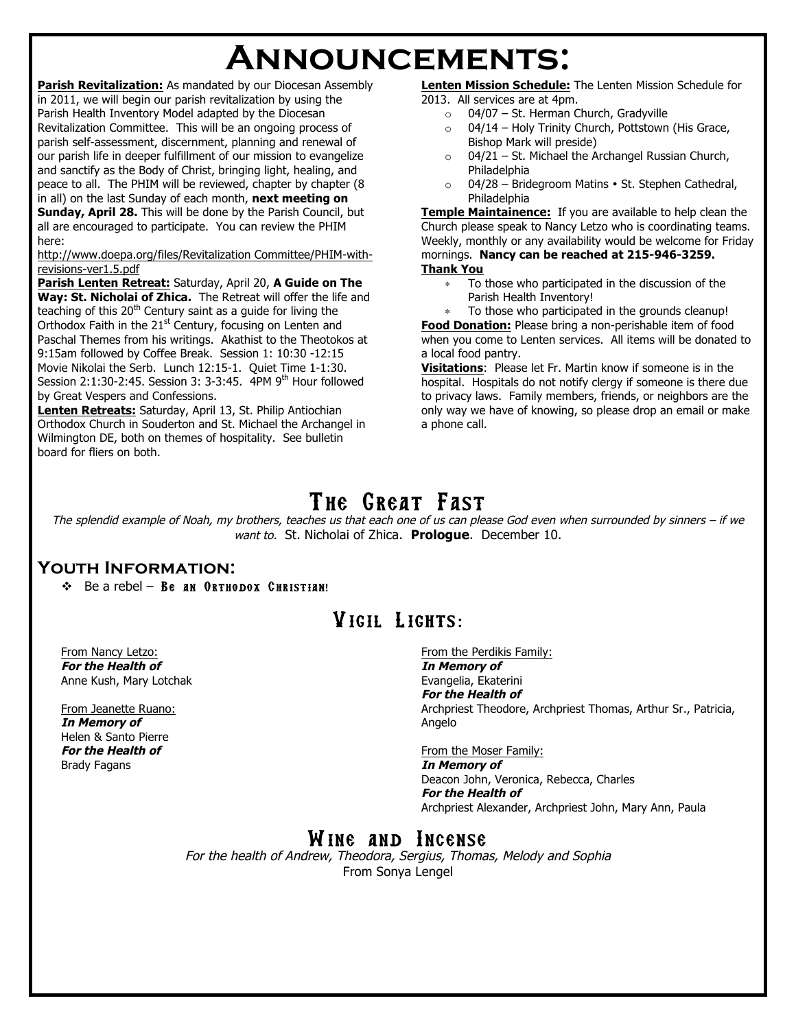# Announcements:

**Parish Revitalization:** As mandated by our Diocesan Assembly in 2011, we will begin our parish revitalization by using the Parish Health Inventory Model adapted by the Diocesan Revitalization Committee. This will be an ongoing process of parish self-assessment, discernment, planning and renewal of our parish life in deeper fulfillment of our mission to evangelize and sanctify as the Body of Christ, bringing light, healing, and peace to all. The PHIM will be reviewed, chapter by chapter (8 in all) on the last Sunday of each month, **next meeting on Sunday, April 28.** This will be done by the Parish Council, but all are encouraged to participate. You can review the PHIM here:
http://www.doepa.org/files/Revitalization Committee/PHIM-with-revisions-ver1.5.pdf

**Parish Lenten Retreat:** Saturday, April 20, **A Guide on The Way: St. Nicholai of Zhica.** The Retreat will offer the life and teaching of this 20th Century saint as a guide for living the Orthodox Faith in the 21st Century, focusing on Lenten and Paschal Themes from his writings. Akathist to the Theotokos at 9:15am followed by Coffee Break. Session 1: 10:30 -12:15 Movie Nikolai the Serb. Lunch 12:15-1. Quiet Time 1-1:30. Session 2:1:30-2:45. Session 3: 3-3:45. 4PM 9th Hour followed by Great Vespers and Confessions.

**Lenten Retreats:** Saturday, April 13, St. Philip Antiochian Orthodox Church in Souderton and St. Michael the Archangel in Wilmington DE, both on themes of hospitality. See bulletin board for fliers on both.

**Lenten Mission Schedule:** The Lenten Mission Schedule for 2013. All services are at 4pm.

- 04/07 – St. Herman Church, Gradyville
- 04/14 – Holy Trinity Church, Pottstown (His Grace, Bishop Mark will preside)
- 04/21 – St. Michael the Archangel Russian Church, Philadelphia
- 04/28 – Bridegroom Matins • St. Stephen Cathedral, Philadelphia

**Temple Maintainence:** If you are available to help clean the Church please speak to Nancy Letzo who is coordinating teams. Weekly, monthly or any availability would be welcome for Friday mornings. **Nancy can be reached at 215-946-3259.**

**Thank You**

- To those who participated in the discussion of the Parish Health Inventory!
- To those who participated in the grounds cleanup!

**Food Donation:** Please bring a non-perishable item of food when you come to Lenten services. All items will be donated to a local food pantry.

**Visitations**: Please let Fr. Martin know if someone is in the hospital. Hospitals do not notify clergy if someone is there due to privacy laws. Family members, friends, or neighbors are the only way we have of knowing, so please drop an email or make a phone call.

# The Great Fast

*The splendid example of Noah, my brothers, teaches us that each one of us can please God even when surrounded by sinners – if we want to.* St. Nicholai of Zhica. **Prologue**. December 10.

## Youth Information:

- Be a rebel – Be an Orthodox Christian!

# Vigil Lights:

From Nancy Letzo:
***For the Health of***
Anne Kush, Mary Lotchak

From Jeanette Ruano:
***In Memory of***
Helen & Santo Pierre
***For the Health of***
Brady Fagans

From the Perdikis Family:
***In Memory of***
Evangelia, Ekaterini
***For the Health of***
Archpriest Theodore, Archpriest Thomas, Arthur Sr., Patricia, Angelo

From the Moser Family:
***In Memory of***
Deacon John, Veronica, Rebecca, Charles
***For the Health of***
Archpriest Alexander, Archpriest John, Mary Ann, Paula

# Wine and Incense

*For the health of Andrew, Theodora, Sergius, Thomas, Melody and Sophia*
From Sonya Lengel